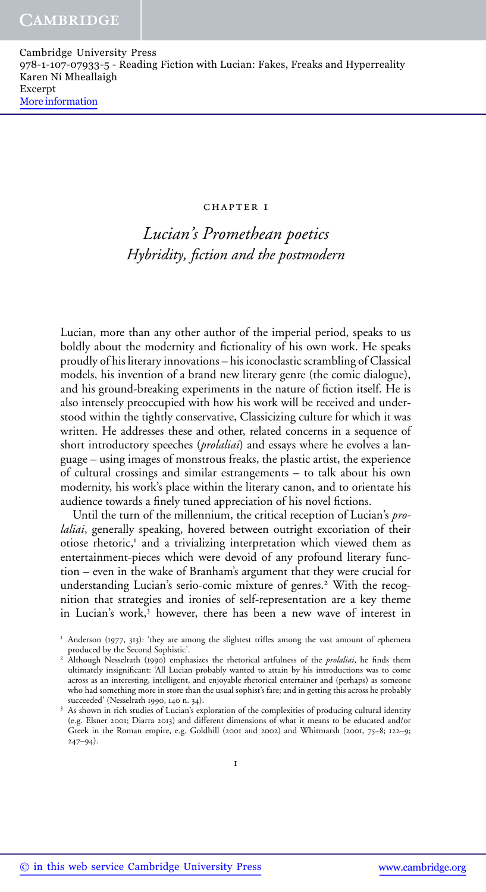# CHAPTER 1

# *Lucian's Promethean poetics*
## *Hybridity, fiction and the postmodern*

Lucian, more than any other author of the imperial period, speaks to us boldly about the modernity and fictionality of his own work. He speaks proudly of his literary innovations – his iconoclastic scrambling of Classical models, his invention of a brand new literary genre (the comic dialogue), and his ground-breaking experiments in the nature of fiction itself. He is also intensely preoccupied with how his work will be received and understood within the tightly conservative, Classicizing culture for which it was written. He addresses these and other, related concerns in a sequence of short introductory speeches (*prolaliai*) and essays where he evolves a language – using images of monstrous freaks, the plastic artist, the experience of cultural crossings and similar estrangements – to talk about his own modernity, his work's place within the literary canon, and to orientate his audience towards a finely tuned appreciation of his novel fictions.

Until the turn of the millennium, the critical reception of Lucian's *prolaliai*, generally speaking, hovered between outright excoriation of their otiose rhetoric,[1] and a trivializing interpretation which viewed them as entertainment-pieces which were devoid of any profound literary function – even in the wake of Branham's argument that they were crucial for understanding Lucian's serio-comic mixture of genres.[2] With the recognition that strategies and ironies of self-representation are a key theme in Lucian's work,[3] however, there has been a new wave of interest in

[1] Anderson (1977, 313): 'they are among the slightest trifles among the vast amount of ephemera produced by the Second Sophistic'.

[2] Although Nesselrath (1990) emphasizes the rhetorical artfulness of the *prolaliai*, he finds them ultimately insignificant: 'All Lucian probably wanted to attain by his introductions was to come across as an interesting, intelligent, and enjoyable rhetorical entertainer and (perhaps) as someone who had something more in store than the usual sophist's fare; and in getting this across he probably succeeded' (Nesselrath 1990, 140 n. 34).

[3] As shown in rich studies of Lucian's exploration of the complexities of producing cultural identity (e.g. Elsner 2001; Diarra 2013) and different dimensions of what it means to be educated and/or Greek in the Roman empire, e.g. Goldhill (2001 and 2002) and Whitmarsh (2001, 75–8; 122–9; 247–94).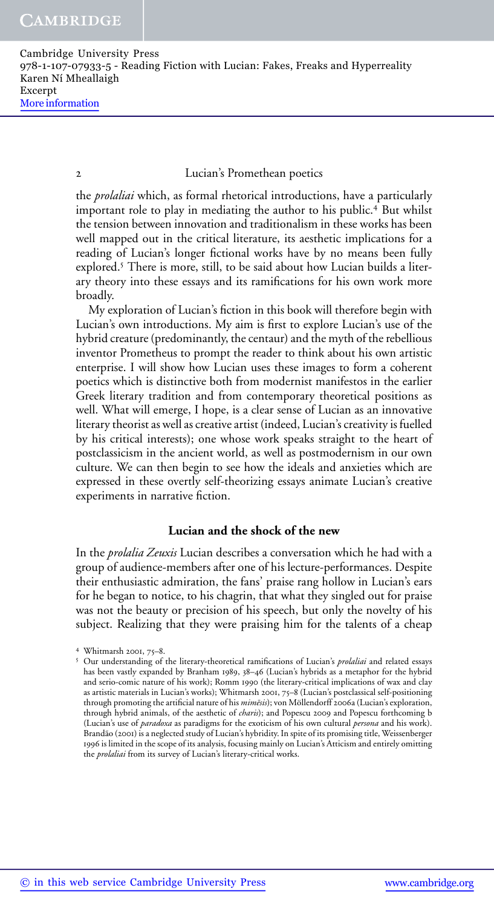the *prolaliai* which, as formal rhetorical introductions, have a particularly important role to play in mediating the author to his public.[4] But whilst the tension between innovation and traditionalism in these works has been well mapped out in the critical literature, its aesthetic implications for a reading of Lucian's longer fictional works have by no means been fully explored.[5] There is more, still, to be said about how Lucian builds a literary theory into these essays and its ramifications for his own work more broadly.

My exploration of Lucian's fiction in this book will therefore begin with Lucian's own introductions. My aim is first to explore Lucian's use of the hybrid creature (predominantly, the centaur) and the myth of the rebellious inventor Prometheus to prompt the reader to think about his own artistic enterprise. I will show how Lucian uses these images to form a coherent poetics which is distinctive both from modernist manifestos in the earlier Greek literary tradition and from contemporary theoretical positions as well. What will emerge, I hope, is a clear sense of Lucian as an innovative literary theorist as well as creative artist (indeed, Lucian's creativity is fuelled by his critical interests); one whose work speaks straight to the heart of postclassicism in the ancient world, as well as postmodernism in our own culture. We can then begin to see how the ideals and anxieties which are expressed in these overtly self-theorizing essays animate Lucian's creative experiments in narrative fiction.

## Lucian and the shock of the new

In the *prolalia Zeuxis* Lucian describes a conversation which he had with a group of audience-members after one of his lecture-performances. Despite their enthusiastic admiration, the fans' praise rang hollow in Lucian's ears for he began to notice, to his chagrin, that what they singled out for praise was not the beauty or precision of his speech, but only the novelty of his subject. Realizing that they were praising him for the talents of a cheap

---

[4] Whitmarsh 2001, 75–8.

[5] Our understanding of the literary-theoretical ramifications of Lucian's *prolaliai* and related essays has been vastly expanded by Branham 1989, 38–46 (Lucian's hybrids as a metaphor for the hybrid and serio-comic nature of his work); Romm 1990 (the literary-critical implications of wax and clay as artistic materials in Lucian's works); Whitmarsh 2001, 75–8 (Lucian's postclassical self-positioning through promoting the artificial nature of his *mimēsis*); von Möllendorff 2006a (Lucian's exploration, through hybrid animals, of the aesthetic of *charis*); and Popescu 2009 and Popescu forthcoming b (Lucian's use of *paradoxa* as paradigms for the exoticism of his own cultural *persona* and his work). Brandão (2001) is a neglected study of Lucian's hybridity. In spite of its promising title, Weissenberger 1996 is limited in the scope of its analysis, focusing mainly on Lucian's Atticism and entirely omitting the *prolaliai* from its survey of Lucian's literary-critical works.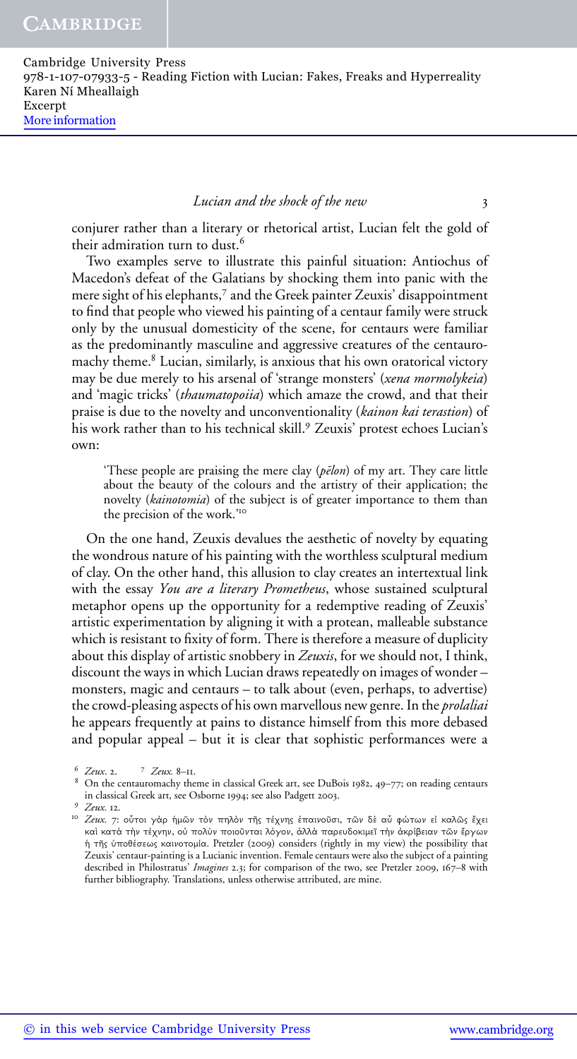conjurer rather than a literary or rhetorical artist, Lucian felt the gold of their admiration turn to dust.[6]

Two examples serve to illustrate this painful situation: Antiochus of Macedon's defeat of the Galatians by shocking them into panic with the mere sight of his elephants,[7] and the Greek painter Zeuxis' disappointment to find that people who viewed his painting of a centaur family were struck only by the unusual domesticity of the scene, for centaurs were familiar as the predominantly masculine and aggressive creatures of the centauromachy theme.[8] Lucian, similarly, is anxious that his own oratorical victory may be due merely to his arsenal of 'strange monsters' (*xena mormolykeia*) and 'magic tricks' (*thaumatopoiia*) which amaze the crowd, and that their praise is due to the novelty and unconventionality (*kainon kai terastion*) of his work rather than to his technical skill.[9] Zeuxis' protest echoes Lucian's own:

> 'These people are praising the mere clay (*pēlon*) of my art. They care little about the beauty of the colours and the artistry of their application; the novelty (*kainotomia*) of the subject is of greater importance to them than the precision of the work.'[10]

On the one hand, Zeuxis devalues the aesthetic of novelty by equating the wondrous nature of his painting with the worthless sculptural medium of clay. On the other hand, this allusion to clay creates an intertextual link with the essay *You are a literary Prometheus*, whose sustained sculptural metaphor opens up the opportunity for a redemptive reading of Zeuxis' artistic experimentation by aligning it with a protean, malleable substance which is resistant to fixity of form. There is therefore a measure of duplicity about this display of artistic snobbery in *Zeuxis*, for we should not, I think, discount the ways in which Lucian draws repeatedly on images of wonder – monsters, magic and centaurs – to talk about (even, perhaps, to advertise) the crowd-pleasing aspects of his own marvellous new genre. In the *prolaliai* he appears frequently at pains to distance himself from this more debased and popular appeal – but it is clear that sophistic performances were a

[6] *Zeux.* 2. [7] *Zeux.* 8–11.

[8] On the centauromachy theme in classical Greek art, see DuBois 1982, 49–77; on reading centaurs in classical Greek art, see Osborne 1994; see also Padgett 2003.

[9] *Zeux.* 12.

[10] *Zeux.* 7: οὗτοι γὰρ ἡμῶν τὸν πηλὸν τῆς τέχνης ἐπαινοῦσι, τῶν δὲ αὖ φώτων εἰ καλῶς ἔχει καὶ κατὰ τὴν τέχνην, οὐ πολὺν ποιοῦνται λόγον, ἀλλὰ παρευδοκιμεῖ τὴν ἀκρίβειαν τῶν ἔργων ἡ τῆς ὑποθέσεως καινοτομία. Pretzler (2009) considers (rightly in my view) the possibility that Zeuxis' centaur-painting is a Lucianic invention. Female centaurs were also the subject of a painting described in Philostratus' *Imagines* 2.3; for comparison of the two, see Pretzler 2009, 167–8 with further bibliography. Translations, unless otherwise attributed, are mine.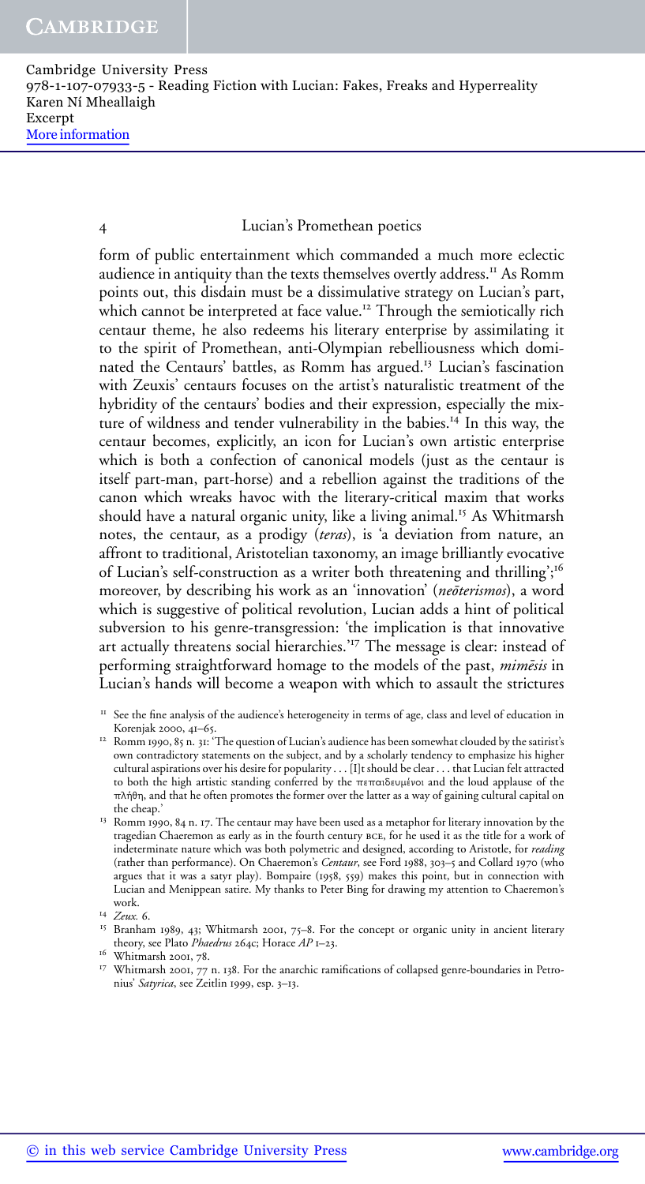form of public entertainment which commanded a much more eclectic audience in antiquity than the texts themselves overtly address.[11] As Romm points out, this disdain must be a dissimulative strategy on Lucian's part, which cannot be interpreted at face value.[12] Through the semiotically rich centaur theme, he also redeems his literary enterprise by assimilating it to the spirit of Promethean, anti-Olympian rebelliousness which dominated the Centaurs' battles, as Romm has argued.[13] Lucian's fascination with Zeuxis' centaurs focuses on the artist's naturalistic treatment of the hybridity of the centaurs' bodies and their expression, especially the mixture of wildness and tender vulnerability in the babies.[14] In this way, the centaur becomes, explicitly, an icon for Lucian's own artistic enterprise which is both a confection of canonical models (just as the centaur is itself part-man, part-horse) and a rebellion against the traditions of the canon which wreaks havoc with the literary-critical maxim that works should have a natural organic unity, like a living animal.[15] As Whitmarsh notes, the centaur, as a prodigy (*teras*), is 'a deviation from nature, an affront to traditional, Aristotelian taxonomy, an image brilliantly evocative of Lucian's self-construction as a writer both threatening and thrilling';[16] moreover, by describing his work as an 'innovation' (*neōterismos*), a word which is suggestive of political revolution, Lucian adds a hint of political subversion to his genre-transgression: 'the implication is that innovative art actually threatens social hierarchies.'[17] The message is clear: instead of performing straightforward homage to the models of the past, *mimēsis* in Lucian's hands will become a weapon with which to assault the strictures

[11] See the fine analysis of the audience's heterogeneity in terms of age, class and level of education in Korenjak 2000, 41–65.

[12] Romm 1990, 85 n. 31: 'The question of Lucian's audience has been somewhat clouded by the satirist's own contradictory statements on the subject, and by a scholarly tendency to emphasize his higher cultural aspirations over his desire for popularity . . . [I]t should be clear . . . that Lucian felt attracted to both the high artistic standing conferred by the πεπαιδευμένοι and the loud applause of the πλήθη, and that he often promotes the former over the latter as a way of gaining cultural capital on the cheap.'

[13] Romm 1990, 84 n. 17. The centaur may have been used as a metaphor for literary innovation by the tragedian Chaeremon as early as in the fourth century BCE, for he used it as the title for a work of indeterminate nature which was both polymetric and designed, according to Aristotle, for *reading* (rather than performance). On Chaeremon's *Centaur*, see Ford 1988, 303–5 and Collard 1970 (who argues that it was a satyr play). Bompaire (1958, 559) makes this point, but in connection with Lucian and Menippean satire. My thanks to Peter Bing for drawing my attention to Chaeremon's work.

[14] *Zeux.* 6.

[15] Branham 1989, 43; Whitmarsh 2001, 75–8. For the concept or organic unity in ancient literary theory, see Plato *Phaedrus* 264c; Horace *AP* 1–23.

[16] Whitmarsh 2001, 78.

[17] Whitmarsh 2001, 77 n. 138. For the anarchic ramifications of collapsed genre-boundaries in Petronius' *Satyrica*, see Zeitlin 1999, esp. 3–13.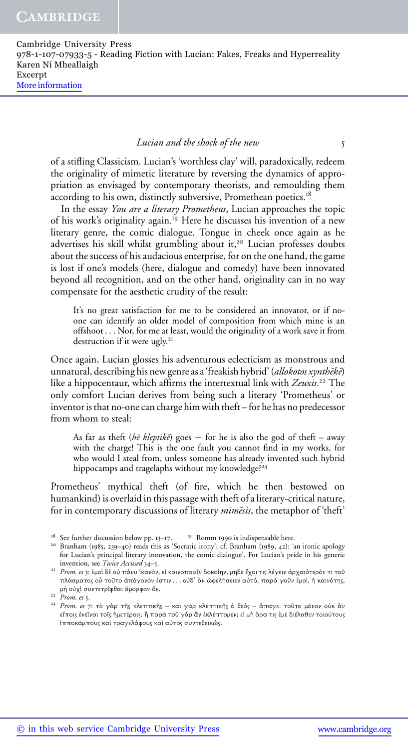of a stifling Classicism. Lucian's 'worthless clay' will, paradoxically, redeem the originality of mimetic literature by reversing the dynamics of appropriation as envisaged by contemporary theorists, and remoulding them according to his own, distinctly subversive, Promethean poetics.[18]

In the essay *You are a literary Prometheus*, Lucian approaches the topic of his work's originality again.[19] Here he discusses his invention of a new literary genre, the comic dialogue. Tongue in cheek once again as he advertises his skill whilst grumbling about it,[20] Lucian professes doubts about the success of his audacious enterprise, for on the one hand, the game is lost if one's models (here, dialogue and comedy) have been innovated beyond all recognition, and on the other hand, originality can in no way compensate for the aesthetic crudity of the result:

> It's no great satisfaction for me to be considered an innovator, or if no-one can identify an older model of composition from which mine is an offshoot . . . Nor, for me at least, would the originality of a work save it from destruction if it were ugly.[21]

Once again, Lucian glosses his adventurous eclecticism as monstrous and unnatural, describing his new genre as a 'freakish hybrid' (*allokotos xynthēkē*) like a hippocentaur, which affirms the intertextual link with *Zeuxis*.[22] The only comfort Lucian derives from being such a literary 'Prometheus' or inventor is that no-one can charge him with theft – for he has no predecessor from whom to steal:

> As far as theft (*hē kleptikē*) goes – for he is also the god of theft – away with the charge! This is the one fault you cannot find in my works, for who would I steal from, unless someone has already invented such hybrid hippocamps and tragelaphs without my knowledge?[23]

Prometheus' mythical theft (of fire, which he then bestowed on humankind) is overlaid in this passage with theft of a literary-critical nature, for in contemporary discussions of literary *mimēsis*, the metaphor of 'theft'

---

[18] See further discussion below pp. 13–17. [19] Romm 1990 is indispensable here.

[20] Branham (1985, 239–40) reads this as 'Socratic irony'; cf. Branham (1989, 42): 'an ironic apology for Lucian's principal literary innovation, the comic dialogue'. For Lucian's pride in his generic invention, see *Twice Accused* 34–5.

[21] *Prom. es* 3: ἐμοὶ δὲ οὐ πάνυ ἱκανόν, εἰ καινοποιεῖν δοκοίην, μηδὲ ἔχοι τις λέγειν ἀρχαιότερόν τι τοῦ πλάσματος οὗ τοῦτο ἀπόγονόν ἐστιν . . . οὐδ' ἂν ὠφελήσειεν αὐτό, παρά γοῦν ἐμοί, ἡ καινότης, μὴ οὐχὶ συντετρῖφθαι ἄμορφον ὄν.

[22] *Prom. es* 5.

[23] *Prom. es* 7: τὸ γὰρ τῆς κλεπτικῆς – καὶ γὰρ κλεπτικῆς ὁ θεός – ἄπαγε. τοῦτο μόνον οὐκ ἂν εἴποις ἐνεῖναι τοῖς ἡμετέροις. ἢ παρὰ τοῦ γὰρ ἂν ἐκλέπτομεν; εἰ μὴ ἄρα τις ἐμὲ διέλαθεν τοιούτους ἱπποκάμπους καὶ τραγελάφους καὶ αὐτὸς συντεθεικώς.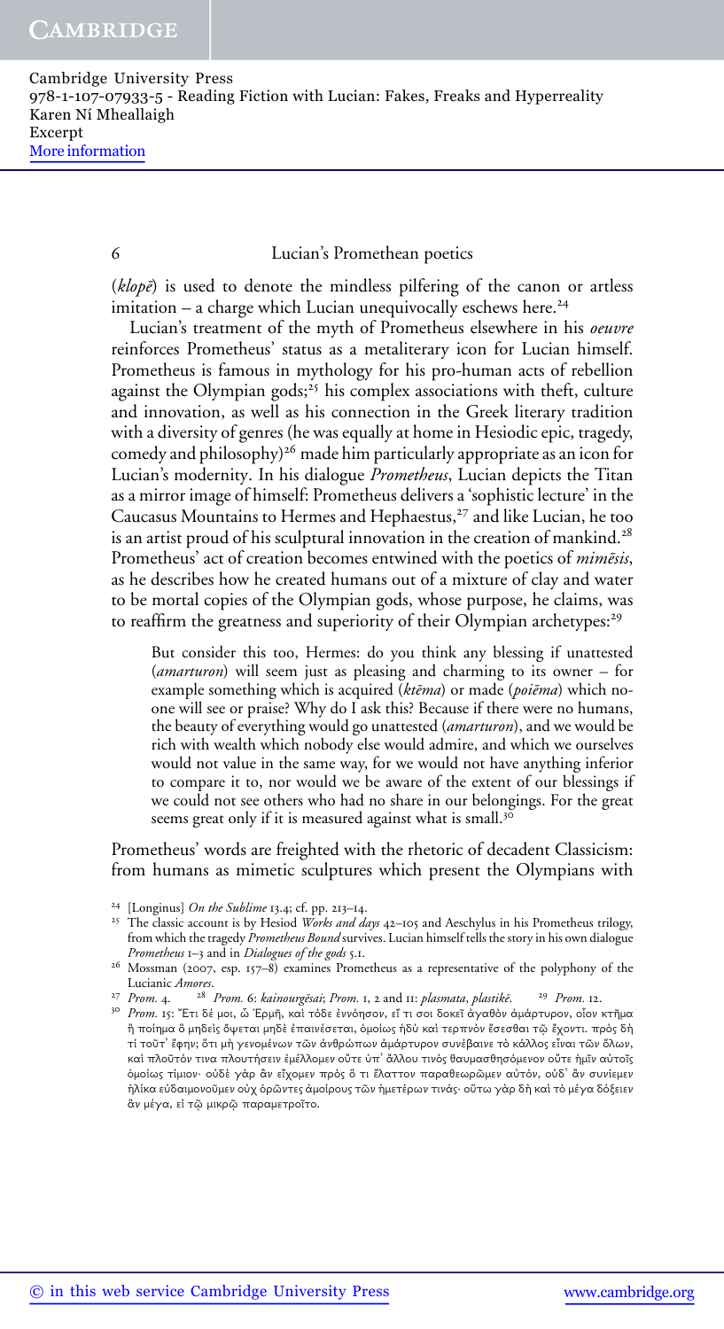(*klopē*) is used to denote the mindless pilfering of the canon or artless imitation – a charge which Lucian unequivocally eschews here.[24]

Lucian's treatment of the myth of Prometheus elsewhere in his *oeuvre* reinforces Prometheus' status as a metaliterary icon for Lucian himself. Prometheus is famous in mythology for his pro-human acts of rebellion against the Olympian gods;[25] his complex associations with theft, culture and innovation, as well as his connection in the Greek literary tradition with a diversity of genres (he was equally at home in Hesiodic epic, tragedy, comedy and philosophy)[26] made him particularly appropriate as an icon for Lucian's modernity. In his dialogue *Prometheus*, Lucian depicts the Titan as a mirror image of himself: Prometheus delivers a 'sophistic lecture' in the Caucasus Mountains to Hermes and Hephaestus,[27] and like Lucian, he too is an artist proud of his sculptural innovation in the creation of mankind.[28] Prometheus' act of creation becomes entwined with the poetics of *mimēsis*, as he describes how he created humans out of a mixture of clay and water to be mortal copies of the Olympian gods, whose purpose, he claims, was to reaffirm the greatness and superiority of their Olympian archetypes:[29]

> But consider this too, Hermes: do you think any blessing if unattested (*amarturon*) will seem just as pleasing and charming to its owner – for example something which is acquired (*ktēma*) or made (*poiēma*) which no-one will see or praise? Why do I ask this? Because if there were no humans, the beauty of everything would go unattested (*amarturon*), and we would be rich with wealth which nobody else would admire, and which we ourselves would not value in the same way, for we would not have anything inferior to compare it to, nor would we be aware of the extent of our blessings if we could not see others who had no share in our belongings. For the great seems great only if it is measured against what is small.[30]

Prometheus' words are freighted with the rhetoric of decadent Classicism: from humans as mimetic sculptures which present the Olympians with

---

[24] [Longinus] *On the Sublime* 13.4; cf. pp. 213–14.

[25] The classic account is by Hesiod *Works and days* 42–105 and Aeschylus in his Prometheus trilogy, from which the tragedy *Prometheus Bound* survives. Lucian himself tells the story in his own dialogue *Prometheus* 1–3 and in *Dialogues of the gods* 5.1.

[26] Mossman (2007, esp. 157–8) examines Prometheus as a representative of the polyphony of the Lucianic *Amores*.

[27] *Prom.* 4.

[28] *Prom.* 6: *kainourgēsai*; *Prom.* 1, 2 and 11: *plasmata*, *plastikē*.

[29] *Prom.* 12.

[30] *Prom.* 15: Ἔτι δέ μοι, ὦ Ἑρμῆ, καὶ τόδε ἐννόησον, εἴ τι σοι δοκεῖ ἀγαθὸν ἀμάρτυρον, οἷον κτῆμα ἢ ποίημα ὃ μηδεὶς ὄψεται μηδὲ ἐπαινέσεται, ὁμοίως ἡδὺ καὶ τερπνὸν ἔσεσθαι τῷ ἔχοντι. πρὸς δὴ τί τοῦτ᾽ ἔφην; ὅτι μὴ γενομένων τῶν ἀνθρώπων ἀμάρτυρον συνέβαινε τὸ κάλλος εἶναι τῶν ὅλων, καὶ πλοῦτόν τινα πλουτήσειν ἐμέλλομεν οὔτε ὑπ᾽ ἄλλου τινὸς θαυμασθησόμενον οὔτε ἡμῖν αὐτοῖς ὁμοίως τίμιον· οὐδὲ γὰρ ἂν εἴχομεν πρὸς ὅ τι ἔλαττον παραθεωρῶμεν αὐτόν, οὐδ᾽ ἂν συνίεμεν ἡλίκα εὐδαιμονοῦμεν οὐχ ὁρῶντες ἀμοίρους τῶν ἡμετέρων τινάς· οὕτω γὰρ δὴ καὶ τὸ μέγα δόξειεν ἂν μέγα, εἰ τῷ μικρῷ παραμετροῖτο.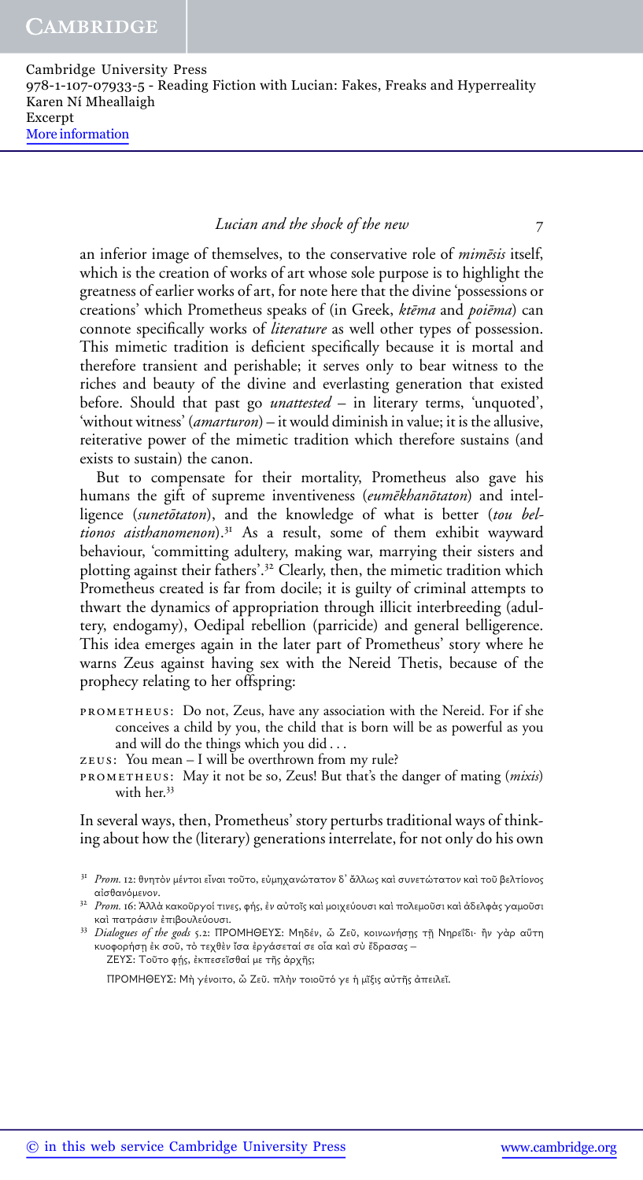an inferior image of themselves, to the conservative role of *mimēsis* itself, which is the creation of works of art whose sole purpose is to highlight the greatness of earlier works of art, for note here that the divine 'possessions or creations' which Prometheus speaks of (in Greek, *ktēma* and *poiēma*) can connote specifically works of *literature* as well other types of possession. This mimetic tradition is deficient specifically because it is mortal and therefore transient and perishable; it serves only to bear witness to the riches and beauty of the divine and everlasting generation that existed before. Should that past go *unattested* – in literary terms, 'unquoted', 'without witness' (*amarturon*) – it would diminish in value; it is the allusive, reiterative power of the mimetic tradition which therefore sustains (and exists to sustain) the canon.

But to compensate for their mortality, Prometheus also gave his humans the gift of supreme inventiveness (*eumēkhanōtaton*) and intelligence (*sunetōtaton*), and the knowledge of what is better (*tou beltionos aisthanomenon*).[31] As a result, some of them exhibit wayward behaviour, 'committing adultery, making war, marrying their sisters and plotting against their fathers'.[32] Clearly, then, the mimetic tradition which Prometheus created is far from docile; it is guilty of criminal attempts to thwart the dynamics of appropriation through illicit interbreeding (adultery, endogamy), Oedipal rebellion (parricide) and general belligerence. This idea emerges again in the later part of Prometheus' story where he warns Zeus against having sex with the Nereid Thetis, because of the prophecy relating to her offspring:

PROMETHEUS: Do not, Zeus, have any association with the Nereid. For if she conceives a child by you, the child that is born will be as powerful as you and will do the things which you did . . .

ZEUS: You mean – I will be overthrown from my rule?

PROMETHEUS: May it not be so, Zeus! But that's the danger of mating (*mixis*) with her.[33]

In several ways, then, Prometheus' story perturbs traditional ways of thinking about how the (literary) generations interrelate, for not only do his own

---

[31] *Prom.* 12: θνητὸν μέντοι εἶναι τοῦτο, εὐμηχανώτατον δ' ἄλλως καὶ συνετώτατον καὶ τοῦ βελτίονος αἰσθανόμενον.

[32] *Prom.* 16: Ἀλλὰ κακοῦργοί τινες, φής, ἐν αὐτοῖς καὶ μοιχεύουσι καὶ πολεμοῦσι καὶ ἀδελφὰς γαμοῦσι καὶ πατράσιν ἐπιβουλεύουσι.

[33] *Dialogues of the gods* 5.2: ΠΡΟΜΗΘΕΥΣ: Μηδέν, ὦ Ζεῦ, κοινωνήσῃς τῇ Νηρεΐδι· ἢν γὰρ αὕτη κυοφορήσῃ ἐκ σοῦ, τὸ τεχθὲν ἴσα ἐργάσεταί σε οἷα καὶ σὺ ἔδρασας –
ΖΕΥΣ: Τοῦτο φής, ἐκπεσεῖσθαί με τῆς ἀρχῆς;
ΠΡΟΜΗΘΕΥΣ: Μὴ γένοιτο, ὦ Ζεῦ. πλὴν τοιοῦτό γε ἡ μῖξις αὐτῆς ἀπειλεῖ.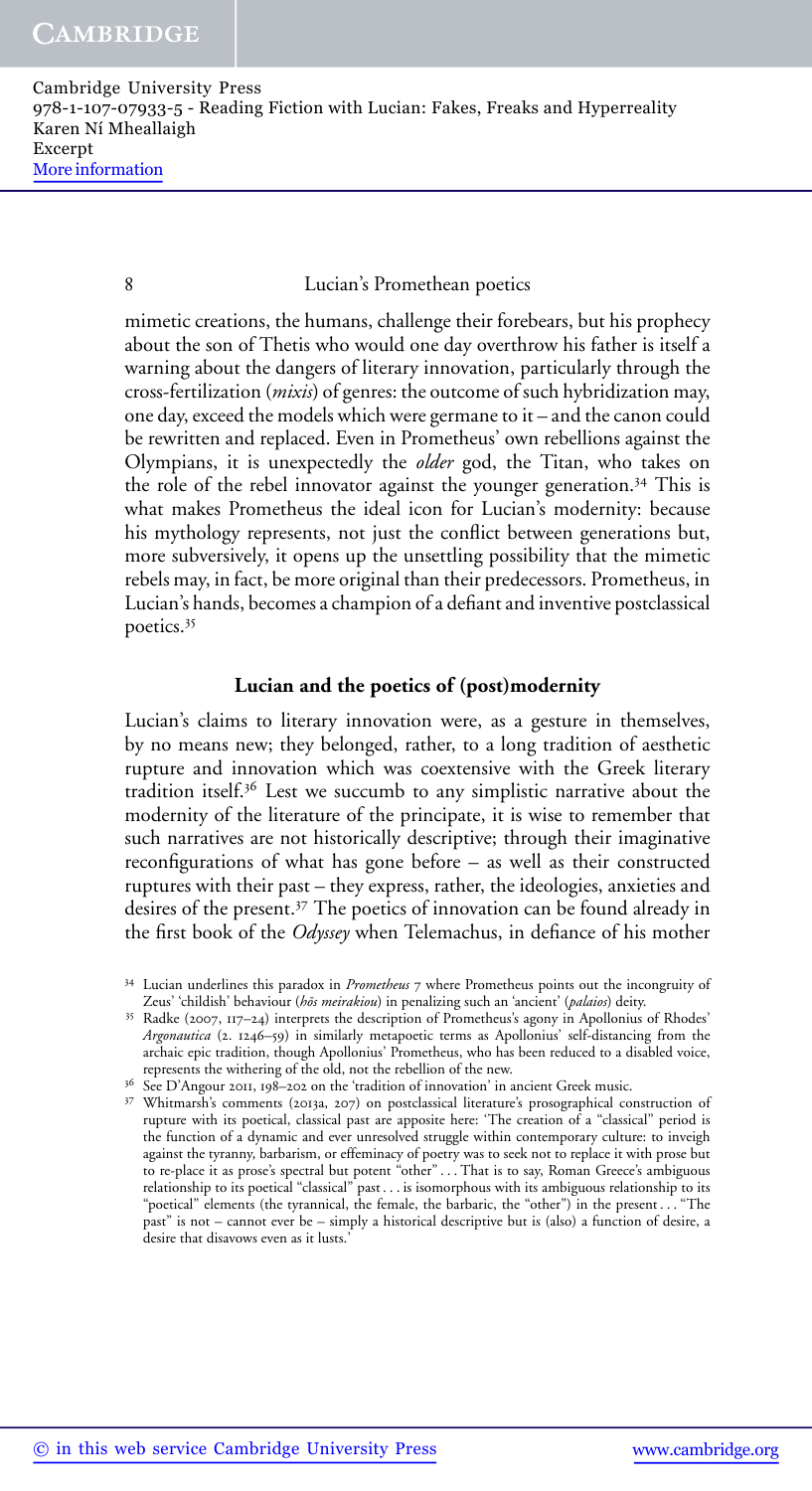mimetic creations, the humans, challenge their forebears, but his prophecy about the son of Thetis who would one day overthrow his father is itself a warning about the dangers of literary innovation, particularly through the cross-fertilization (*mixis*) of genres: the outcome of such hybridization may, one day, exceed the models which were germane to it – and the canon could be rewritten and replaced. Even in Prometheus' own rebellions against the Olympians, it is unexpectedly the *older* god, the Titan, who takes on the role of the rebel innovator against the younger generation.[34] This is what makes Prometheus the ideal icon for Lucian's modernity: because his mythology represents, not just the conflict between generations but, more subversively, it opens up the unsettling possibility that the mimetic rebels may, in fact, be more original than their predecessors. Prometheus, in Lucian's hands, becomes a champion of a defiant and inventive postclassical poetics.[35]

## Lucian and the poetics of (post)modernity

Lucian's claims to literary innovation were, as a gesture in themselves, by no means new; they belonged, rather, to a long tradition of aesthetic rupture and innovation which was coextensive with the Greek literary tradition itself.[36] Lest we succumb to any simplistic narrative about the modernity of the literature of the principate, it is wise to remember that such narratives are not historically descriptive; through their imaginative reconfigurations of what has gone before – as well as their constructed ruptures with their past – they express, rather, the ideologies, anxieties and desires of the present.[37] The poetics of innovation can be found already in the first book of the *Odyssey* when Telemachus, in defiance of his mother

[34] Lucian underlines this paradox in *Prometheus* 7 where Prometheus points out the incongruity of Zeus' 'childish' behaviour (*hōs meirakiou*) in penalizing such an 'ancient' (*palaios*) deity.

[35] Radke (2007, 117–24) interprets the description of Prometheus's agony in Apollonius of Rhodes' *Argonautica* (2. 1246–59) in similarly metapoetic terms as Apollonius' self-distancing from the archaic epic tradition, though Apollonius' Prometheus, who has been reduced to a disabled voice, represents the withering of the old, not the rebellion of the new.

[36] See D'Angour 2011, 198–202 on the 'tradition of innovation' in ancient Greek music.

[37] Whitmarsh's comments (2013a, 207) on postclassical literature's prosographical construction of rupture with its poetical, classical past are apposite here: 'The creation of a "classical" period is the function of a dynamic and ever unresolved struggle within contemporary culture: to inveigh against the tyranny, barbarism, or effeminacy of poetry was to seek not to replace it with prose but to re-place it as prose's spectral but potent "other" . . . That is to say, Roman Greece's ambiguous relationship to its poetical "classical" past . . . is isomorphous with its ambiguous relationship to its "poetical" elements (the tyrannical, the female, the barbaric, the "other") in the present . . . "The past" is not – cannot ever be – simply a historical descriptive but is (also) a function of desire, a desire that disavows even as it lusts.'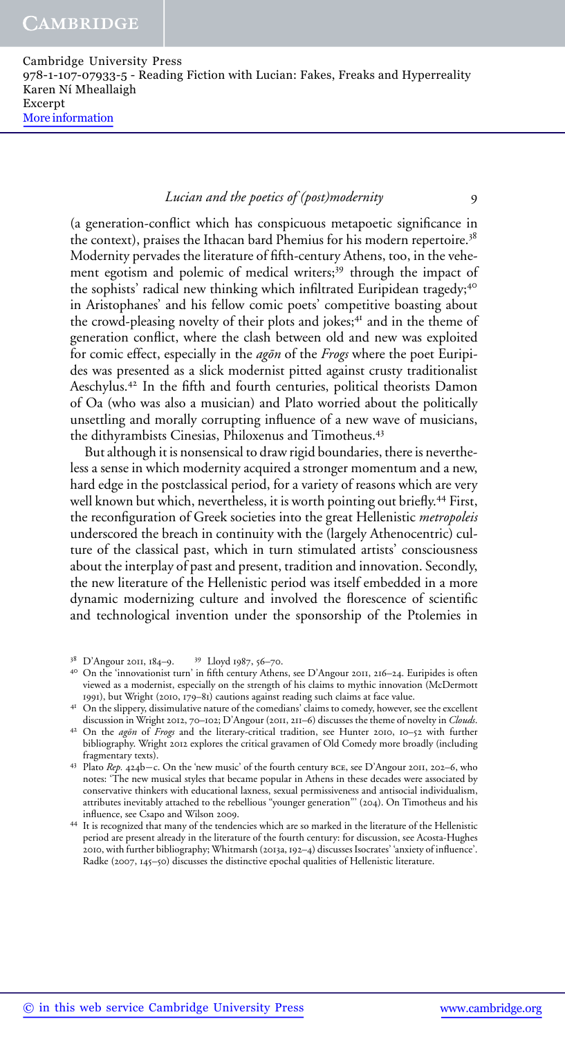(a generation-conflict which has conspicuous metapoetic significance in the context), praises the Ithacan bard Phemius for his modern repertoire.[38] Modernity pervades the literature of fifth-century Athens, too, in the vehement egotism and polemic of medical writers;[39] through the impact of the sophists' radical new thinking which infiltrated Euripidean tragedy;[40] in Aristophanes' and his fellow comic poets' competitive boasting about the crowd-pleasing novelty of their plots and jokes;[41] and in the theme of generation conflict, where the clash between old and new was exploited for comic effect, especially in the *agōn* of the *Frogs* where the poet Euripides was presented as a slick modernist pitted against crusty traditionalist Aeschylus.[42] In the fifth and fourth centuries, political theorists Damon of Oa (who was also a musician) and Plato worried about the politically unsettling and morally corrupting influence of a new wave of musicians, the dithyrambists Cinesias, Philoxenus and Timotheus.[43]

But although it is nonsensical to draw rigid boundaries, there is nevertheless a sense in which modernity acquired a stronger momentum and a new, hard edge in the postclassical period, for a variety of reasons which are very well known but which, nevertheless, it is worth pointing out briefly.[44] First, the reconfiguration of Greek societies into the great Hellenistic *metropoleis* underscored the breach in continuity with the (largely Athenocentric) culture of the classical past, which in turn stimulated artists' consciousness about the interplay of past and present, tradition and innovation. Secondly, the new literature of the Hellenistic period was itself embedded in a more dynamic modernizing culture and involved the florescence of scientific and technological invention under the sponsorship of the Ptolemies in

---

[38] D'Angour 2011, 184–9. [39] Lloyd 1987, 56–70.

[40] On the 'innovationist turn' in fifth century Athens, see D'Angour 2011, 216–24. Euripides is often viewed as a modernist, especially on the strength of his claims to mythic innovation (McDermott 1991), but Wright (2010, 179–81) cautions against reading such claims at face value.

[41] On the slippery, dissimulative nature of the comedians' claims to comedy, however, see the excellent discussion in Wright 2012, 70–102; D'Angour (2011, 211–6) discusses the theme of novelty in *Clouds*.

[42] On the *agōn* of *Frogs* and the literary-critical tradition, see Hunter 2010, 10–52 with further bibliography. Wright 2012 explores the critical gravamen of Old Comedy more broadly (including fragmentary texts).

[43] Plato *Rep.* 424b–c. On the 'new music' of the fourth century BCE, see D'Angour 2011, 202–6, who notes: 'The new musical styles that became popular in Athens in these decades were associated by conservative thinkers with educational laxness, sexual permissiveness and antisocial individualism, attributes inevitably attached to the rebellious "younger generation"' (204). On Timotheus and his influence, see Csapo and Wilson 2009.

[44] It is recognized that many of the tendencies which are so marked in the literature of the Hellenistic period are present already in the literature of the fourth century: for discussion, see Acosta-Hughes 2010, with further bibliography; Whitmarsh (2013a, 192–4) discusses Isocrates' 'anxiety of influence'. Radke (2007, 145–50) discusses the distinctive epochal qualities of Hellenistic literature.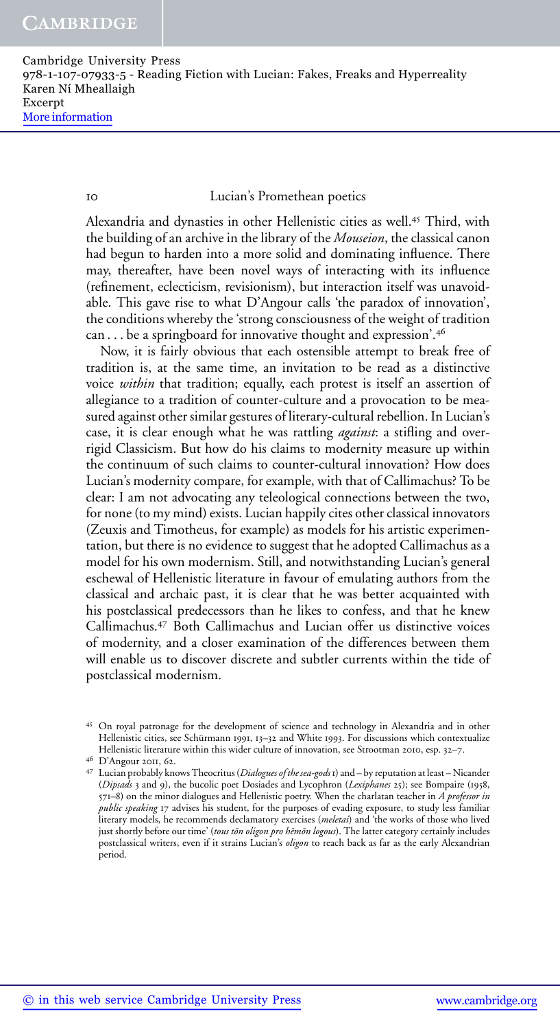Alexandria and dynasties in other Hellenistic cities as well.[45] Third, with the building of an archive in the library of the *Mouseion*, the classical canon had begun to harden into a more solid and dominating influence. There may, thereafter, have been novel ways of interacting with its influence (refinement, eclecticism, revisionism), but interaction itself was unavoidable. This gave rise to what D'Angour calls 'the paradox of innovation', the conditions whereby the 'strong consciousness of the weight of tradition can . . . be a springboard for innovative thought and expression'.[46]

Now, it is fairly obvious that each ostensible attempt to break free of tradition is, at the same time, an invitation to be read as a distinctive voice *within* that tradition; equally, each protest is itself an assertion of allegiance to a tradition of counter-culture and a provocation to be measured against other similar gestures of literary-cultural rebellion. In Lucian's case, it is clear enough what he was rattling *against*: a stifling and over-rigid Classicism. But how do his claims to modernity measure up within the continuum of such claims to counter-cultural innovation? How does Lucian's modernity compare, for example, with that of Callimachus? To be clear: I am not advocating any teleological connections between the two, for none (to my mind) exists. Lucian happily cites other classical innovators (Zeuxis and Timotheus, for example) as models for his artistic experimentation, but there is no evidence to suggest that he adopted Callimachus as a model for his own modernism. Still, and notwithstanding Lucian's general eschewal of Hellenistic literature in favour of emulating authors from the classical and archaic past, it is clear that he was better acquainted with his postclassical predecessors than he likes to confess, and that he knew Callimachus.[47] Both Callimachus and Lucian offer us distinctive voices of modernity, and a closer examination of the differences between them will enable us to discover discrete and subtler currents within the tide of postclassical modernism.

---

[45] On royal patronage for the development of science and technology in Alexandria and in other Hellenistic cities, see Schürmann 1991, 13–32 and White 1993. For discussions which contextualize Hellenistic literature within this wider culture of innovation, see Strootman 2010, esp. 32–7.

[46] D'Angour 2011, 62.

[47] Lucian probably knows Theocritus (*Dialogues of the sea-gods* 1) and – by reputation at least – Nicander (*Dipsads* 3 and 9), the bucolic poet Dosiades and Lycophron (*Lexiphanes* 25); see Bompaire (1958, 571–8) on the minor dialogues and Hellenistic poetry. When the charlatan teacher in *A professor in public speaking* 17 advises his student, for the purposes of evading exposure, to study less familiar literary models, he recommends declamatory exercises (*meletai*) and 'the works of those who lived just shortly before our time' (*tous tōn oligon pro hēmōn logous*). The latter category certainly includes postclassical writers, even if it strains Lucian's *oligon* to reach back as far as the early Alexandrian period.